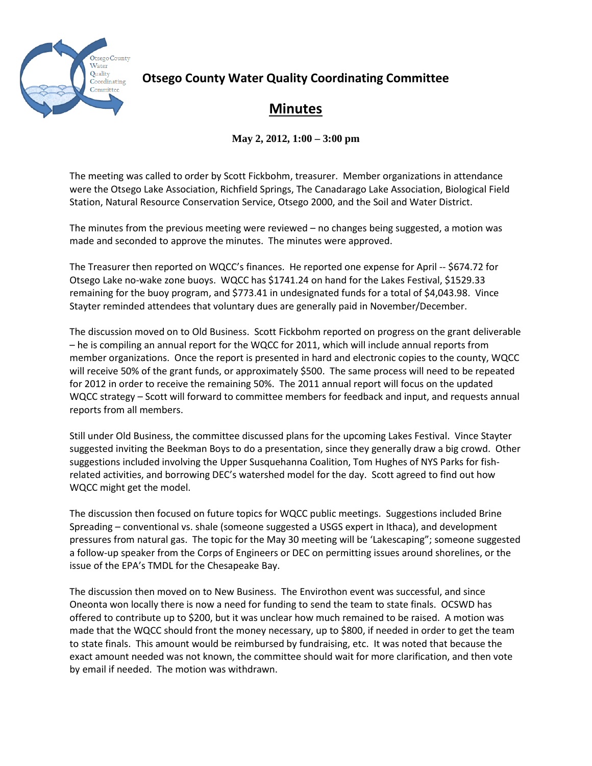# Otsego County Water Quality Coordinating Committee

## Minutes

**May 2, 2012, 1:00 – 3:00 pm**

The meeting was called to order by Scott Fickbohm, treasurer. Member organizations in attendance were the Otsego Lake Association, Richfield Springs, The Canadarago Lake Association, Biological Field Station, Natural Resource Conservation Service, Otsego 2000, and the Soil and Water District.

The minutes from the previous meeting were reviewed – no changes being suggested, a motion was made and seconded to approve the minutes. The minutes were approved.

The Treasurer then reported on WQCC's finances. He reported one expense for April -- $674.72 for Otsego Lake no-wake zone buoys. WQCC has $1741.24 on hand for the Lakes Festival, $1529.33 remaining for the buoy program, and $773.41 in undesignated funds for a total of $4,043.98. Vince Stayter reminded attendees that voluntary dues are generally paid in November/December.

The discussion moved on to Old Business. Scott Fickbohm reported on progress on the grant deliverable – he is compiling an annual report for the WQCC for 2011, which will include annual reports from member organizations. Once the report is presented in hard and electronic copies to the county, WQCC will receive 50% of the grant funds, or approximately $500. The same process will need to be repeated for 2012 in order to receive the remaining 50%. The 2011 annual report will focus on the updated WQCC strategy – Scott will forward to committee members for feedback and input, and requests annual reports from all members.

Still under Old Business, the committee discussed plans for the upcoming Lakes Festival. Vince Stayter suggested inviting the Beekman Boys to do a presentation, since they generally draw a big crowd. Other suggestions included involving the Upper Susquehanna Coalition, Tom Hughes of NYS Parks for fish-related activities, and borrowing DEC's watershed model for the day. Scott agreed to find out how WQCC might get the model.

The discussion then focused on future topics for WQCC public meetings. Suggestions included Brine Spreading – conventional vs. shale (someone suggested a USGS expert in Ithaca), and development pressures from natural gas. The topic for the May 30 meeting will be 'Lakescaping"; someone suggested a follow-up speaker from the Corps of Engineers or DEC on permitting issues around shorelines, or the issue of the EPA's TMDL for the Chesapeake Bay.

The discussion then moved on to New Business. The Envirothon event was successful, and since Oneonta won locally there is now a need for funding to send the team to state finals. OCSWD has offered to contribute up to $200, but it was unclear how much remained to be raised. A motion was made that the WQCC should front the money necessary, up to $800, if needed in order to get the team to state finals. This amount would be reimbursed by fundraising, etc. It was noted that because the exact amount needed was not known, the committee should wait for more clarification, and then vote by email if needed. The motion was withdrawn.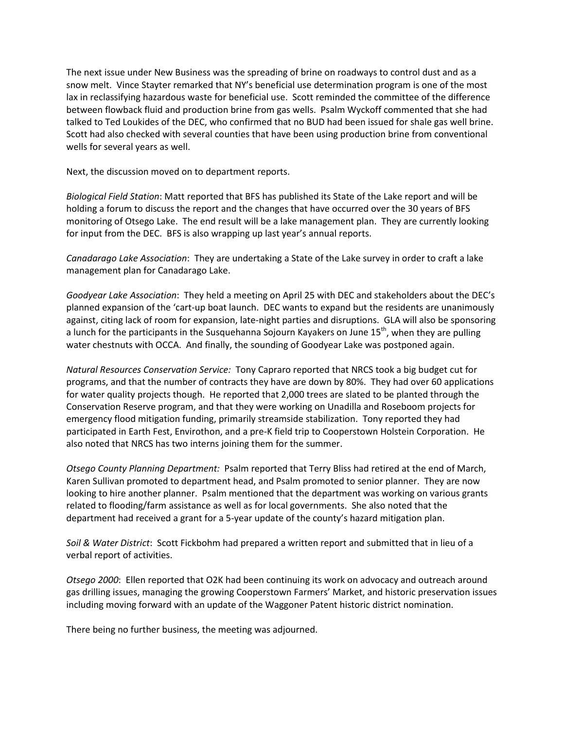The next issue under New Business was the spreading of brine on roadways to control dust and as a snow melt. Vince Stayter remarked that NY's beneficial use determination program is one of the most lax in reclassifying hazardous waste for beneficial use. Scott reminded the committee of the difference between flowback fluid and production brine from gas wells. Psalm Wyckoff commented that she had talked to Ted Loukides of the DEC, who confirmed that no BUD had been issued for shale gas well brine. Scott had also checked with several counties that have been using production brine from conventional wells for several years as well.

Next, the discussion moved on to department reports.

*Biological Field Station*: Matt reported that BFS has published its State of the Lake report and will be holding a forum to discuss the report and the changes that have occurred over the 30 years of BFS monitoring of Otsego Lake. The end result will be a lake management plan. They are currently looking for input from the DEC. BFS is also wrapping up last year's annual reports.

*Canadarago Lake Association*: They are undertaking a State of the Lake survey in order to craft a lake management plan for Canadarago Lake.

*Goodyear Lake Association*: They held a meeting on April 25 with DEC and stakeholders about the DEC's planned expansion of the 'cart-up boat launch. DEC wants to expand but the residents are unanimously against, citing lack of room for expansion, late-night parties and disruptions. GLA will also be sponsoring a lunch for the participants in the Susquehanna Sojourn Kayakers on June 15th, when they are pulling water chestnuts with OCCA. And finally, the sounding of Goodyear Lake was postponed again.

*Natural Resources Conservation Service:* Tony Capraro reported that NRCS took a big budget cut for programs, and that the number of contracts they have are down by 80%. They had over 60 applications for water quality projects though. He reported that 2,000 trees are slated to be planted through the Conservation Reserve program, and that they were working on Unadilla and Roseboom projects for emergency flood mitigation funding, primarily streamside stabilization. Tony reported they had participated in Earth Fest, Envirothon, and a pre-K field trip to Cooperstown Holstein Corporation. He also noted that NRCS has two interns joining them for the summer.

*Otsego County Planning Department:* Psalm reported that Terry Bliss had retired at the end of March, Karen Sullivan promoted to department head, and Psalm promoted to senior planner. They are now looking to hire another planner. Psalm mentioned that the department was working on various grants related to flooding/farm assistance as well as for local governments. She also noted that the department had received a grant for a 5-year update of the county's hazard mitigation plan.

*Soil & Water District*: Scott Fickbohm had prepared a written report and submitted that in lieu of a verbal report of activities.

*Otsego 2000*: Ellen reported that O2K had been continuing its work on advocacy and outreach around gas drilling issues, managing the growing Cooperstown Farmers' Market, and historic preservation issues including moving forward with an update of the Waggoner Patent historic district nomination.

There being no further business, the meeting was adjourned.